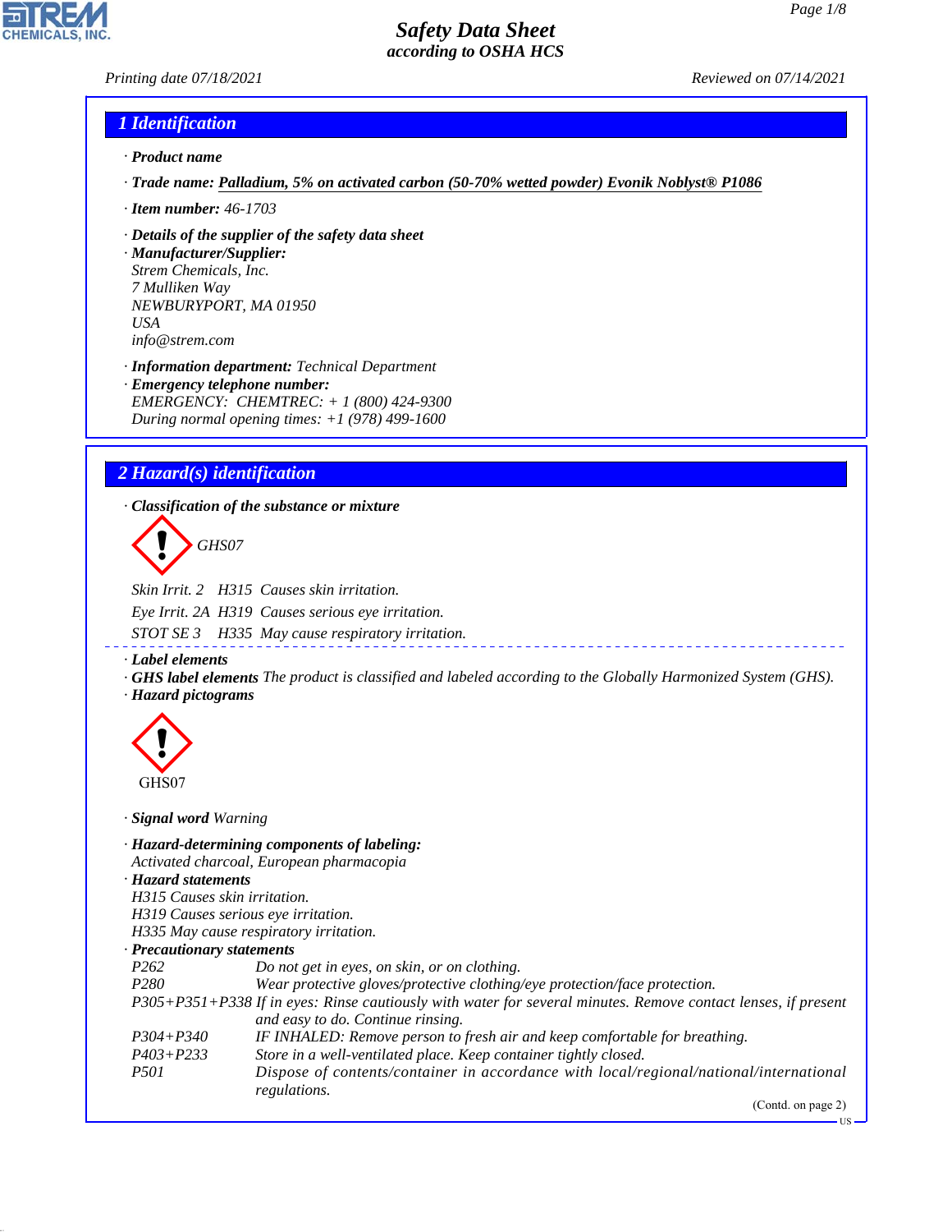# Safety Data Sheet
according to OSHA HCS

Printing date 07/18/2021 Reviewed on 07/14/2021

## 1 Identification

· **Product name**

· **Trade name:** Palladium, 5% on activated carbon (50-70% wetted powder) Evonik Noblyst® P1086

· **Item number:** 46-1703

· **Details of the supplier of the safety data sheet**
· **Manufacturer/Supplier:**
Strem Chemicals, Inc.
7 Mulliken Way
NEWBURYPORT, MA 01950
USA
info@strem.com

· **Information department:** Technical Department
· **Emergency telephone number:**
EMERGENCY: CHEMTREC: + 1 (800) 424-9300
During normal opening times: +1 (978) 499-1600

## 2 Hazard(s) identification

· **Classification of the substance or mixture**

GHS07

Skin Irrit. 2 H315 Causes skin irritation.

Eye Irrit. 2A H319 Causes serious eye irritation.

STOT SE 3 H335 May cause respiratory irritation.

· **Label elements**
· **GHS label elements** The product is classified and labeled according to the Globally Harmonized System (GHS).
· **Hazard pictograms**

GHS07

· **Signal word** Warning

· **Hazard-determining components of labeling:**
Activated charcoal, European pharmacopia
· **Hazard statements**
H315 Causes skin irritation.
H319 Causes serious eye irritation.
H335 May cause respiratory irritation.
· **Precautionary statements**

| | |
|---|---|
| P262 | Do not get in eyes, on skin, or on clothing. |
| P280 | Wear protective gloves/protective clothing/eye protection/face protection. |
| P305+P351+P338 | If in eyes: Rinse cautiously with water for several minutes. Remove contact lenses, if present and easy to do. Continue rinsing. |
| P304+P340 | IF INHALED: Remove person to fresh air and keep comfortable for breathing. |
| P403+P233 | Store in a well-ventilated place. Keep container tightly closed. |
| P501 | Dispose of contents/container in accordance with local/regional/national/international regulations. |

(Contd. on page 2)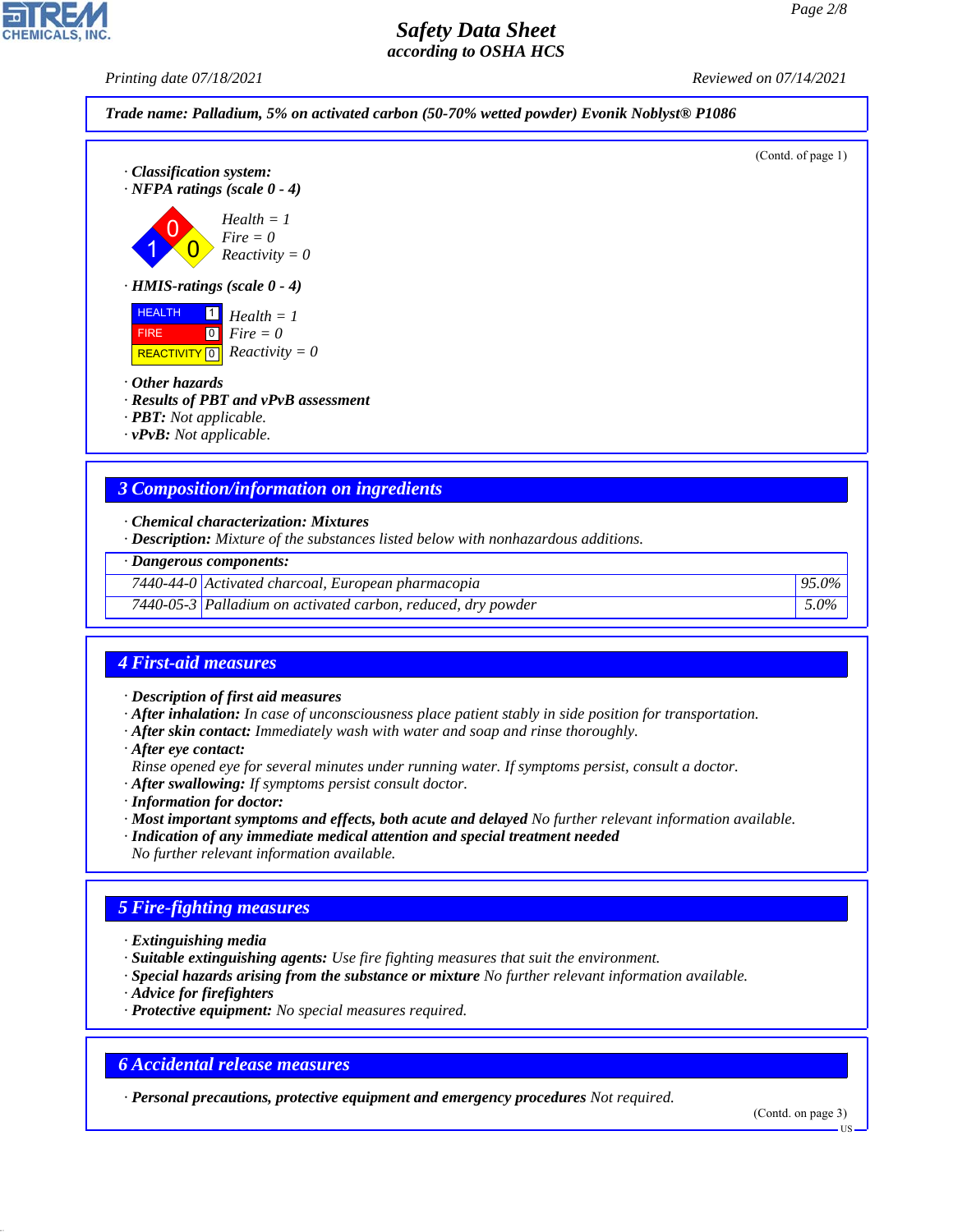Trade name: Palladium, 5% on activated carbon (50-70% wetted powder) Evonik Noblyst® P1086

(Contd. of page 1)

· **Classification system:**
· **NFPA ratings (scale 0 - 4)**

Health = 1
Fire = 0
Reactivity = 0

· **HMIS-ratings (scale 0 - 4)**

HEALTH 1 Health = 1
FIRE 0 Fire = 0
REACTIVITY 0 Reactivity = 0

· **Other hazards**
· **Results of PBT and vPvB assessment**
· **PBT:** Not applicable.
· **vPvB:** Not applicable.

## 3 Composition/information on ingredients

· **Chemical characterization: Mixtures**
· **Description:** Mixture of the substances listed below with nonhazardous additions.

| · Dangerous components: | | |
|---|---|---|
| 7440-44-0 | Activated charcoal, European pharmacopia | 95.0% |
| 7440-05-3 | Palladium on activated carbon, reduced, dry powder | 5.0% |

## 4 First-aid measures

· **Description of first aid measures**
· **After inhalation:** In case of unconsciousness place patient stably in side position for transportation.
· **After skin contact:** Immediately wash with water and soap and rinse thoroughly.
· **After eye contact:**
Rinse opened eye for several minutes under running water. If symptoms persist, consult a doctor.
· **After swallowing:** If symptoms persist consult doctor.
· **Information for doctor:**
· **Most important symptoms and effects, both acute and delayed** No further relevant information available.
· **Indication of any immediate medical attention and special treatment needed**
No further relevant information available.

## 5 Fire-fighting measures

· **Extinguishing media**
· **Suitable extinguishing agents:** Use fire fighting measures that suit the environment.
· **Special hazards arising from the substance or mixture** No further relevant information available.
· **Advice for firefighters**
· **Protective equipment:** No special measures required.

## 6 Accidental release measures

· **Personal precautions, protective equipment and emergency procedures** Not required.

(Contd. on page 3)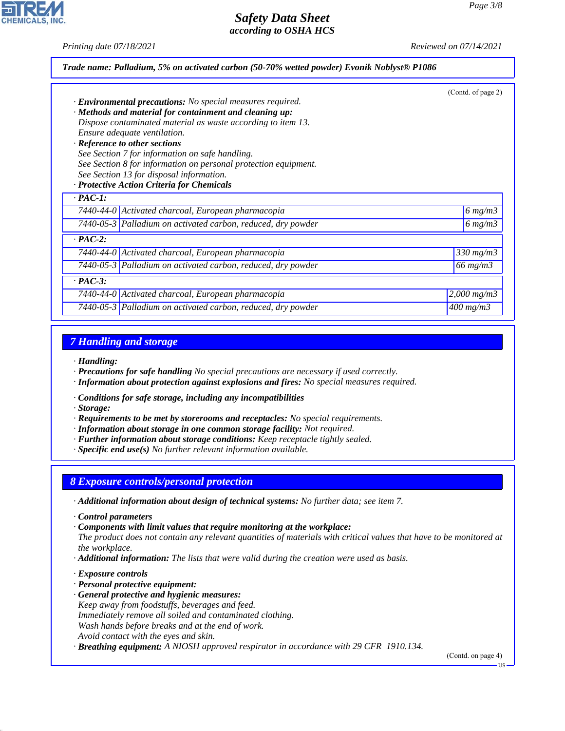**Trade name: Palladium, 5% on activated carbon (50-70% wetted powder) Evonik Noblyst® P1086**

(Contd. of page 2)

· **Environmental precautions:** No special measures required.
· **Methods and material for containment and cleaning up:**
Dispose contaminated material as waste according to item 13.
Ensure adequate ventilation.
· **Reference to other sections**
See Section 7 for information on safe handling.
See Section 8 for information on personal protection equipment.
See Section 13 for disposal information.
· **Protective Action Criteria for Chemicals**

| · PAC-1: | | |
|---|---|---|
| 7440-44-0 | Activated charcoal, European pharmacopia | 6 mg/m3 |
| 7440-05-3 | Palladium on activated carbon, reduced, dry powder | 6 mg/m3 |
| **· PAC-2:** | | |
| 7440-44-0 | Activated charcoal, European pharmacopia | 330 mg/m3 |
| 7440-05-3 | Palladium on activated carbon, reduced, dry powder | 66 mg/m3 |
| **· PAC-3:** | | |
| 7440-44-0 | Activated charcoal, European pharmacopia | 2,000 mg/m3 |
| 7440-05-3 | Palladium on activated carbon, reduced, dry powder | 400 mg/m3 |

## 7 Handling and storage

· **Handling:**
· **Precautions for safe handling** No special precautions are necessary if used correctly.
· **Information about protection against explosions and fires:** No special measures required.

· **Conditions for safe storage, including any incompatibilities**
· **Storage:**
· **Requirements to be met by storerooms and receptacles:** No special requirements.
· **Information about storage in one common storage facility:** Not required.
· **Further information about storage conditions:** Keep receptacle tightly sealed.
· **Specific end use(s)** No further relevant information available.

## 8 Exposure controls/personal protection

· **Additional information about design of technical systems:** No further data; see item 7.

· **Control parameters**
· **Components with limit values that require monitoring at the workplace:**
The product does not contain any relevant quantities of materials with critical values that have to be monitored at the workplace.
· **Additional information:** The lists that were valid during the creation were used as basis.

· **Exposure controls**
· **Personal protective equipment:**
· **General protective and hygienic measures:**
Keep away from foodstuffs, beverages and feed.
Immediately remove all soiled and contaminated clothing.
Wash hands before breaks and at the end of work.
Avoid contact with the eyes and skin.
· **Breathing equipment:** A NIOSH approved respirator in accordance with 29 CFR 1910.134.

(Contd. on page 4)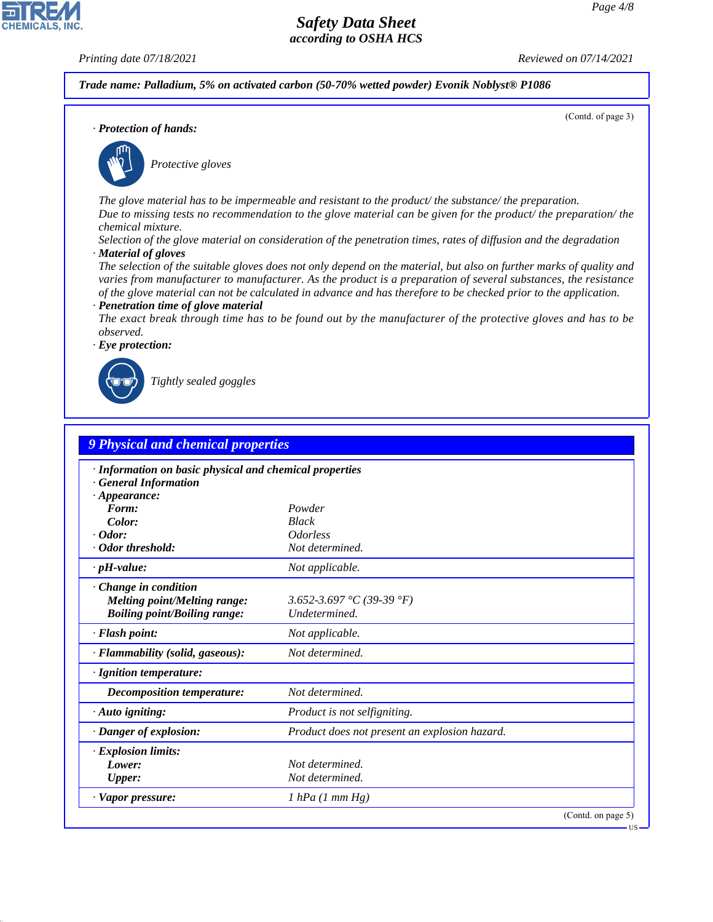**Trade name: Palladium, 5% on activated carbon (50-70% wetted powder) Evonik Noblyst® P1086**

(Contd. of page 3)

· **Protection of hands:**

Protective gloves

The glove material has to be impermeable and resistant to the product/ the substance/ the preparation.
Due to missing tests no recommendation to the glove material can be given for the product/ the preparation/ the chemical mixture.
Selection of the glove material on consideration of the penetration times, rates of diffusion and the degradation

· **Material of gloves**
The selection of the suitable gloves does not only depend on the material, but also on further marks of quality and varies from manufacturer to manufacturer. As the product is a preparation of several substances, the resistance of the glove material can not be calculated in advance and has therefore to be checked prior to the application.

· **Penetration time of glove material**
The exact break through time has to be found out by the manufacturer of the protective gloves and has to be observed.

· **Eye protection:**

Tightly sealed goggles

## 9 Physical and chemical properties

· **Information on basic physical and chemical properties**
· **General Information**
· **Appearance:**

| | |
|---|---|
| **Form:** | Powder |
| **Color:** | Black |
| · **Odor:** | Odorless |
| · **Odor threshold:** | Not determined. |
| · **pH-value:** | Not applicable. |
| · **Change in condition** | |
| **Melting point/Melting range:** | 3.652-3.697 °C (39-39 °F) |
| **Boiling point/Boiling range:** | Undetermined. |
| · **Flash point:** | Not applicable. |
| · **Flammability (solid, gaseous):** | Not determined. |
| · **Ignition temperature:** | |
| **Decomposition temperature:** | Not determined. |
| · **Auto igniting:** | Product is not selfigniting. |
| · **Danger of explosion:** | Product does not present an explosion hazard. |
| · **Explosion limits:** | |
| **Lower:** | Not determined. |
| **Upper:** | Not determined. |
| · **Vapor pressure:** | 1 hPa (1 mm Hg) |

(Contd. on page 5)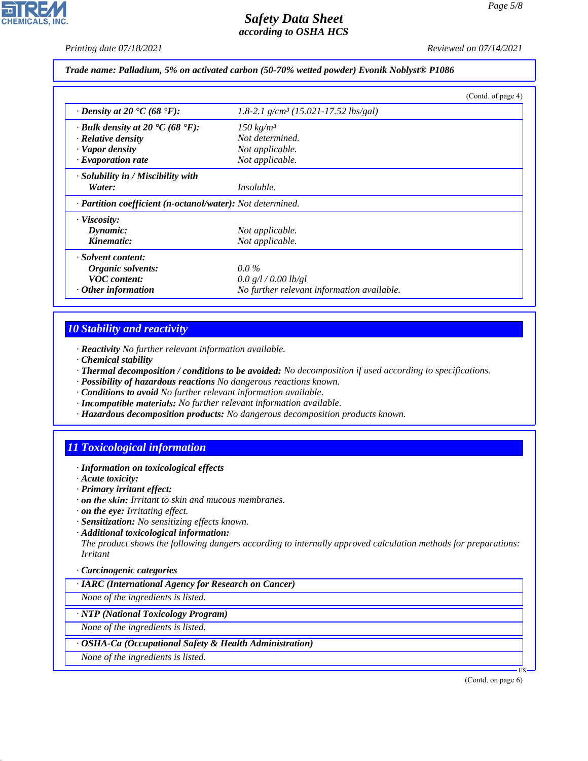**Trade name: Palladium, 5% on activated carbon (50-70% wetted powder) Evonik Noblyst® P1086**

(Contd. of page 4)

| | |
|---|---|
| · **Density at 20 °C (68 °F):** | 1.8-2.1 g/cm³ (15.021-17.52 lbs/gal) |
| · **Bulk density at 20 °C (68 °F):** | 150 kg/m³ |
| · **Relative density** | Not determined. |
| · **Vapor density** | Not applicable. |
| · **Evaporation rate** | Not applicable. |
| · **Solubility in / Miscibility with** | |
| **Water:** | Insoluble. |
| · **Partition coefficient (n-octanol/water):** | Not determined. |
| · **Viscosity:** | |
| **Dynamic:** | Not applicable. |
| **Kinematic:** | Not applicable. |
| · **Solvent content:** | |
| **Organic solvents:** | 0.0 % |
| **VOC content:** | 0.0 g/l / 0.00 lb/gl |
| · **Other information** | No further relevant information available. |

## 10 Stability and reactivity

- · **Reactivity** No further relevant information available.
- · **Chemical stability**
- · **Thermal decomposition / conditions to be avoided:** No decomposition if used according to specifications.
- · **Possibility of hazardous reactions** No dangerous reactions known.
- · **Conditions to avoid** No further relevant information available.
- · **Incompatible materials:** No further relevant information available.
- · **Hazardous decomposition products:** No dangerous decomposition products known.

## 11 Toxicological information

- · **Information on toxicological effects**
- · **Acute toxicity:**
- · **Primary irritant effect:**
- · **on the skin:** Irritant to skin and mucous membranes.
- · **on the eye:** Irritating effect.
- · **Sensitization:** No sensitizing effects known.
- · **Additional toxicological information:**

  The product shows the following dangers according to internally approved calculation methods for preparations: Irritant

- · **Carcinogenic categories**

· **IARC (International Agency for Research on Cancer)**

None of the ingredients is listed.

· **NTP (National Toxicology Program)**

None of the ingredients is listed.

· **OSHA-Ca (Occupational Safety & Health Administration)**

None of the ingredients is listed.

(Contd. on page 6)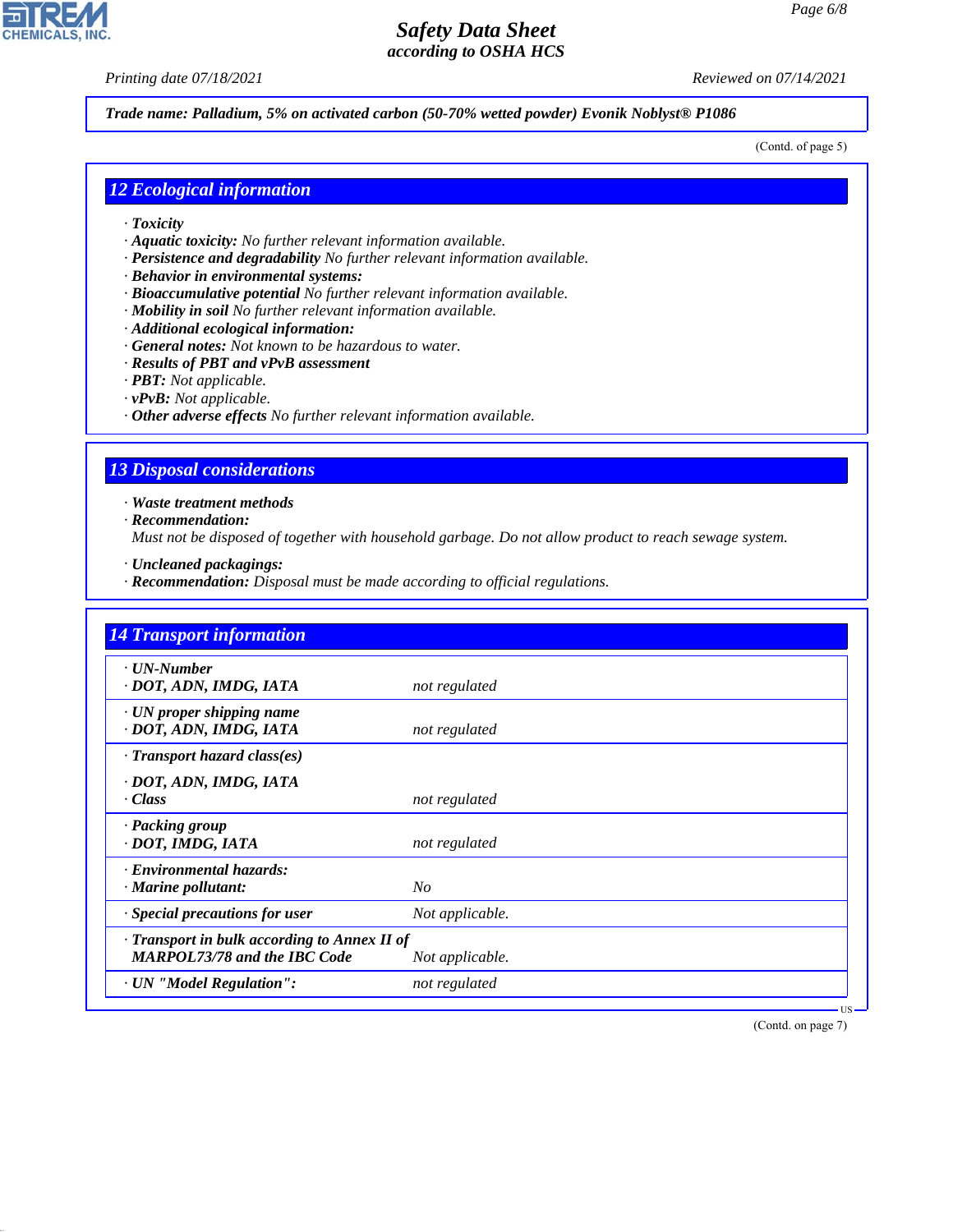*Trade name: Palladium, 5% on activated carbon (50-70% wetted powder) Evonik Noblyst® P1086*

(Contd. of page 5)

## 12 Ecological information

· **Toxicity**
· **Aquatic toxicity:** No further relevant information available.
· **Persistence and degradability** No further relevant information available.
· **Behavior in environmental systems:**
· **Bioaccumulative potential** No further relevant information available.
· **Mobility in soil** No further relevant information available.
· **Additional ecological information:**
· **General notes:** Not known to be hazardous to water.
· **Results of PBT and vPvB assessment**
· **PBT:** Not applicable.
· **vPvB:** Not applicable.
· **Other adverse effects** No further relevant information available.

## 13 Disposal considerations

· **Waste treatment methods**
· **Recommendation:**
Must not be disposed of together with household garbage. Do not allow product to reach sewage system.

· **Uncleaned packagings:**
· **Recommendation:** Disposal must be made according to official regulations.

## 14 Transport information

| | |
|---|---|
| · **UN-Number**<br>· **DOT, ADN, IMDG, IATA** | not regulated |
| · **UN proper shipping name**<br>· **DOT, ADN, IMDG, IATA** | not regulated |
| · **Transport hazard class(es)**<br>· **DOT, ADN, IMDG, IATA**<br>· **Class** | not regulated |
| · **Packing group**<br>· **DOT, IMDG, IATA** | not regulated |
| · **Environmental hazards:**<br>· **Marine pollutant:** | No |
| · **Special precautions for user** | Not applicable. |
| · **Transport in bulk according to Annex II of MARPOL73/78 and the IBC Code** | Not applicable. |
| · **UN "Model Regulation":** | not regulated |

(Contd. on page 7)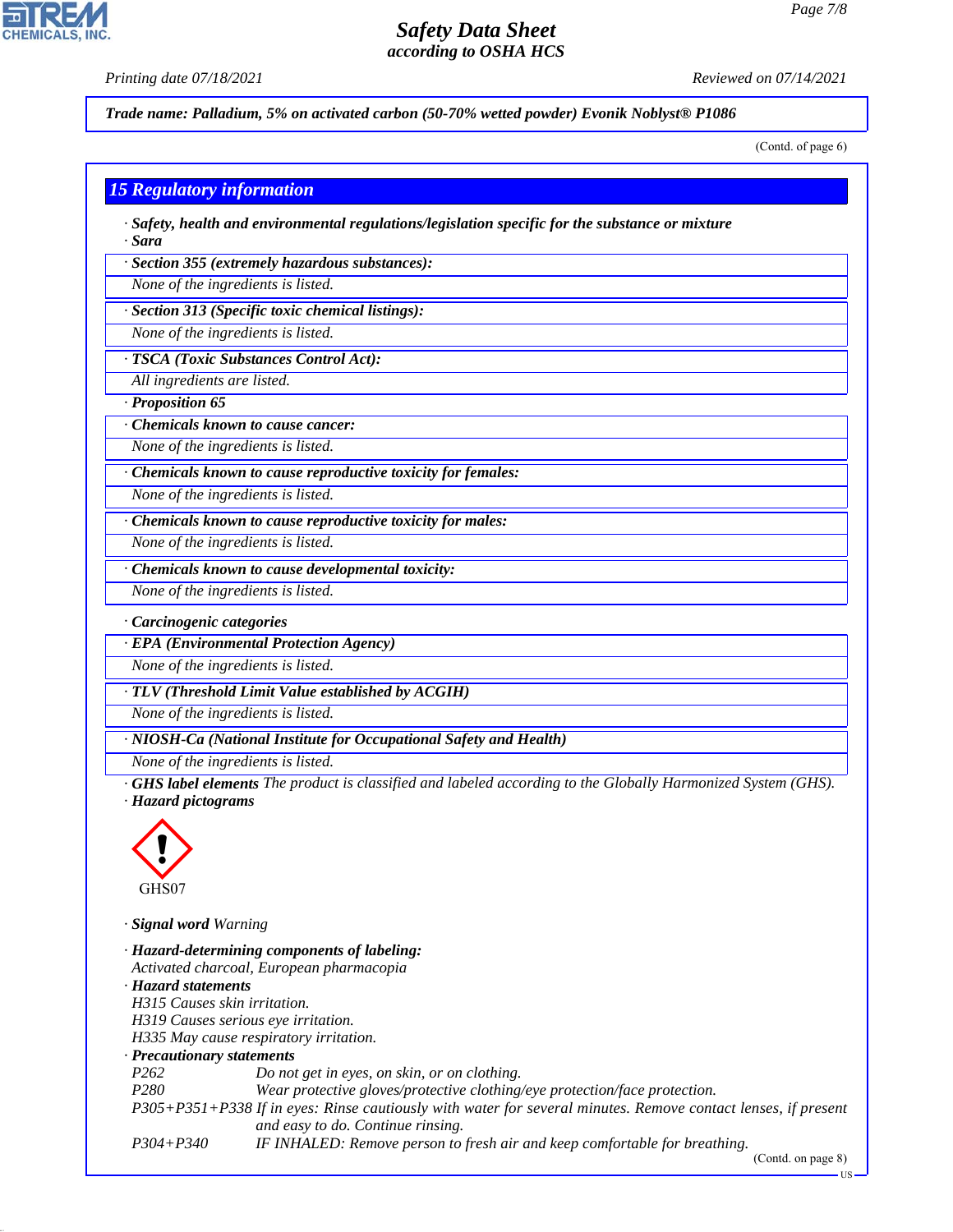**Trade name: Palladium, 5% on activated carbon (50-70% wetted powder) Evonik Noblyst® P1086**

(Contd. of page 6)

## 15 Regulatory information

· **Safety, health and environmental regulations/legislation specific for the substance or mixture**
· **Sara**

· **Section 355 (extremely hazardous substances):**
None of the ingredients is listed.

· **Section 313 (Specific toxic chemical listings):**
None of the ingredients is listed.

· **TSCA (Toxic Substances Control Act):**
All ingredients are listed.

· **Proposition 65**

· **Chemicals known to cause cancer:**
None of the ingredients is listed.

· **Chemicals known to cause reproductive toxicity for females:**
None of the ingredients is listed.

· **Chemicals known to cause reproductive toxicity for males:**
None of the ingredients is listed.

· **Chemicals known to cause developmental toxicity:**
None of the ingredients is listed.

· **Carcinogenic categories**

· **EPA (Environmental Protection Agency)**
None of the ingredients is listed.

· **TLV (Threshold Limit Value established by ACGIH)**
None of the ingredients is listed.

· **NIOSH-Ca (National Institute for Occupational Safety and Health)**
None of the ingredients is listed.

· **GHS label elements** The product is classified and labeled according to the Globally Harmonized System (GHS).
· **Hazard pictograms**

GHS07

· **Signal word** Warning

· **Hazard-determining components of labeling:**
Activated charcoal, European pharmacopia
· **Hazard statements**
H315 Causes skin irritation.
H319 Causes serious eye irritation.
H335 May cause respiratory irritation.
· **Precautionary statements**

| | |
|---|---|
| P262 | Do not get in eyes, on skin, or on clothing. |
| P280 | Wear protective gloves/protective clothing/eye protection/face protection. |
| P305+P351+P338 | If in eyes: Rinse cautiously with water for several minutes. Remove contact lenses, if present and easy to do. Continue rinsing. |
| P304+P340 | IF INHALED: Remove person to fresh air and keep comfortable for breathing. |

(Contd. on page 8)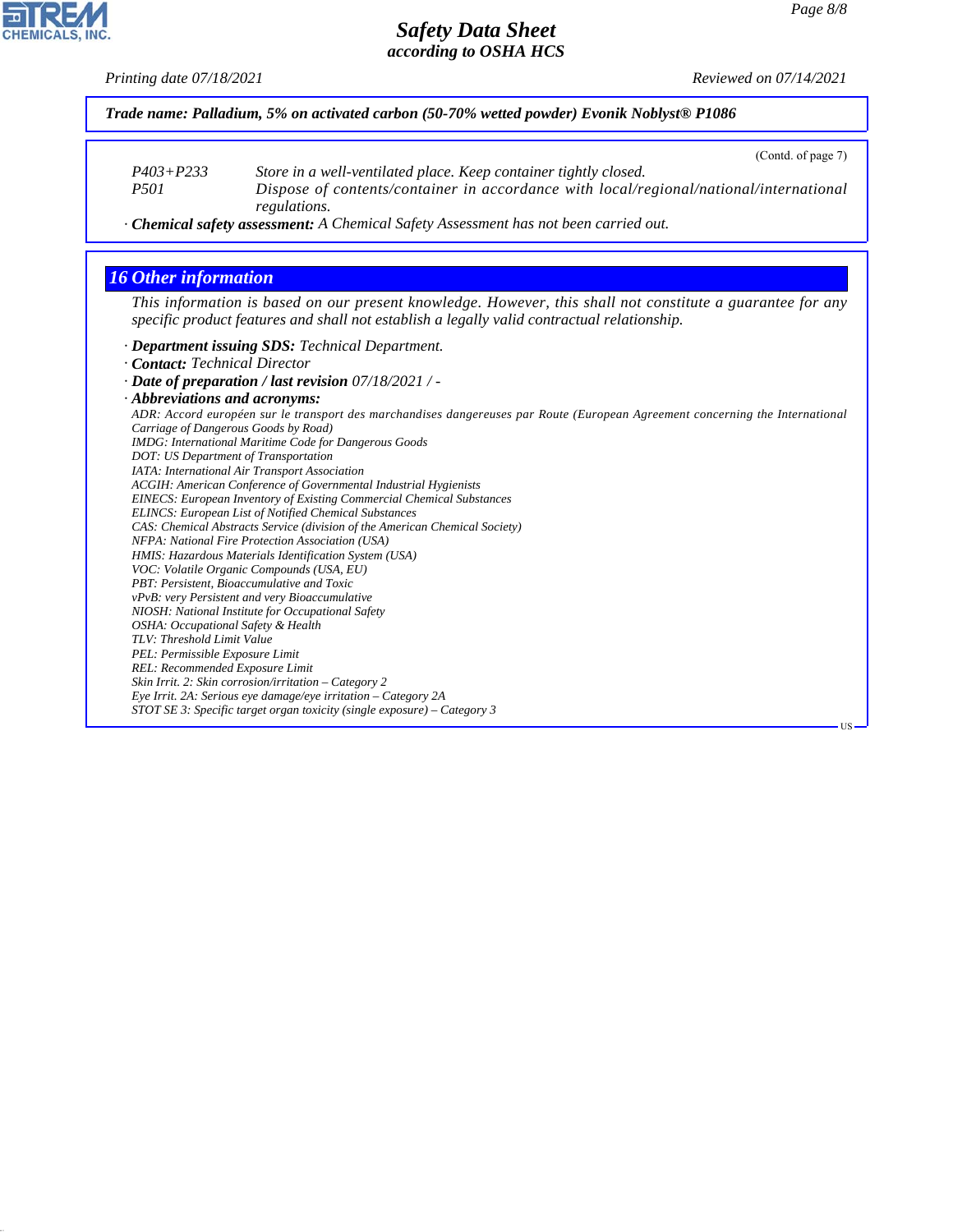**Trade name: Palladium, 5% on activated carbon (50-70% wetted powder) Evonik Noblyst® P1086**

(Contd. of page 7)

| | |
|---|---|
| P403+P233 | Store in a well-ventilated place. Keep container tightly closed. |
| P501 | Dispose of contents/container in accordance with local/regional/national/international regulations. |

· **Chemical safety assessment:** A Chemical Safety Assessment has not been carried out.

## 16 Other information

This information is based on our present knowledge. However, this shall not constitute a guarantee for any specific product features and shall not establish a legally valid contractual relationship.

· **Department issuing SDS:** Technical Department.
· **Contact:** Technical Director
· **Date of preparation / last revision** 07/18/2021 / -
· **Abbreviations and acronyms:**

ADR: Accord européen sur le transport des marchandises dangereuses par Route (European Agreement concerning the International Carriage of Dangerous Goods by Road)
IMDG: International Maritime Code for Dangerous Goods
DOT: US Department of Transportation
IATA: International Air Transport Association
ACGIH: American Conference of Governmental Industrial Hygienists
EINECS: European Inventory of Existing Commercial Chemical Substances
ELINCS: European List of Notified Chemical Substances
CAS: Chemical Abstracts Service (division of the American Chemical Society)
NFPA: National Fire Protection Association (USA)
HMIS: Hazardous Materials Identification System (USA)
VOC: Volatile Organic Compounds (USA, EU)
PBT: Persistent, Bioaccumulative and Toxic
vPvB: very Persistent and very Bioaccumulative
NIOSH: National Institute for Occupational Safety
OSHA: Occupational Safety & Health
TLV: Threshold Limit Value
PEL: Permissible Exposure Limit
REL: Recommended Exposure Limit
Skin Irrit. 2: Skin corrosion/irritation – Category 2
Eye Irrit. 2A: Serious eye damage/eye irritation – Category 2A
STOT SE 3: Specific target organ toxicity (single exposure) – Category 3